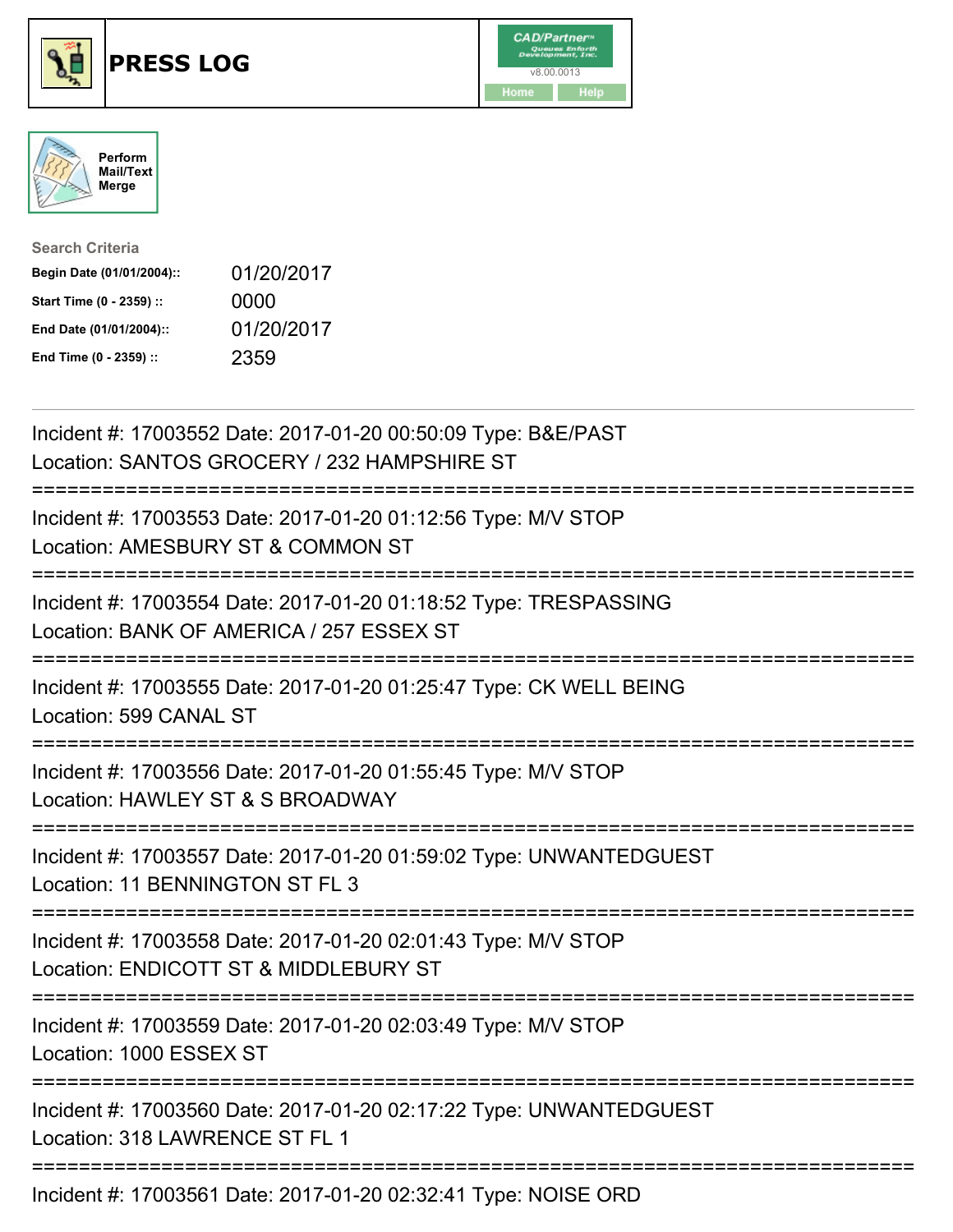# PRESS LOG

CAD/Partner
v8.00.0013
Home Help

Perform Mail/Text Merge

**Search Criteria**

| | |
|---|---|
| **Begin Date (01/01/2004)::** | 01/20/2017 |
| **Start Time (0 - 2359) ::** | 0000 |
| **End Date (01/01/2004)::** | 01/20/2017 |
| **End Time (0 - 2359) ::** | 2359 |

Incident #: 17003552 Date: 2017-01-20 00:50:09 Type: B&E/PAST
Location: SANTOS GROCERY / 232 HAMPSHIRE ST

===========================================================================

Incident #: 17003553 Date: 2017-01-20 01:12:56 Type: M/V STOP
Location: AMESBURY ST & COMMON ST

===========================================================================

Incident #: 17003554 Date: 2017-01-20 01:18:52 Type: TRESPASSING
Location: BANK OF AMERICA / 257 ESSEX ST

===========================================================================

Incident #: 17003555 Date: 2017-01-20 01:25:47 Type: CK WELL BEING
Location: 599 CANAL ST

===========================================================================

Incident #: 17003556 Date: 2017-01-20 01:55:45 Type: M/V STOP
Location: HAWLEY ST & S BROADWAY

===========================================================================

Incident #: 17003557 Date: 2017-01-20 01:59:02 Type: UNWANTEDGUEST
Location: 11 BENNINGTON ST FL 3

===========================================================================

Incident #: 17003558 Date: 2017-01-20 02:01:43 Type: M/V STOP
Location: ENDICOTT ST & MIDDLEBURY ST

===========================================================================

Incident #: 17003559 Date: 2017-01-20 02:03:49 Type: M/V STOP
Location: 1000 ESSEX ST

===========================================================================

Incident #: 17003560 Date: 2017-01-20 02:17:22 Type: UNWANTEDGUEST
Location: 318 LAWRENCE ST FL 1

===========================================================================

Incident #: 17003561 Date: 2017-01-20 02:32:41 Type: NOISE ORD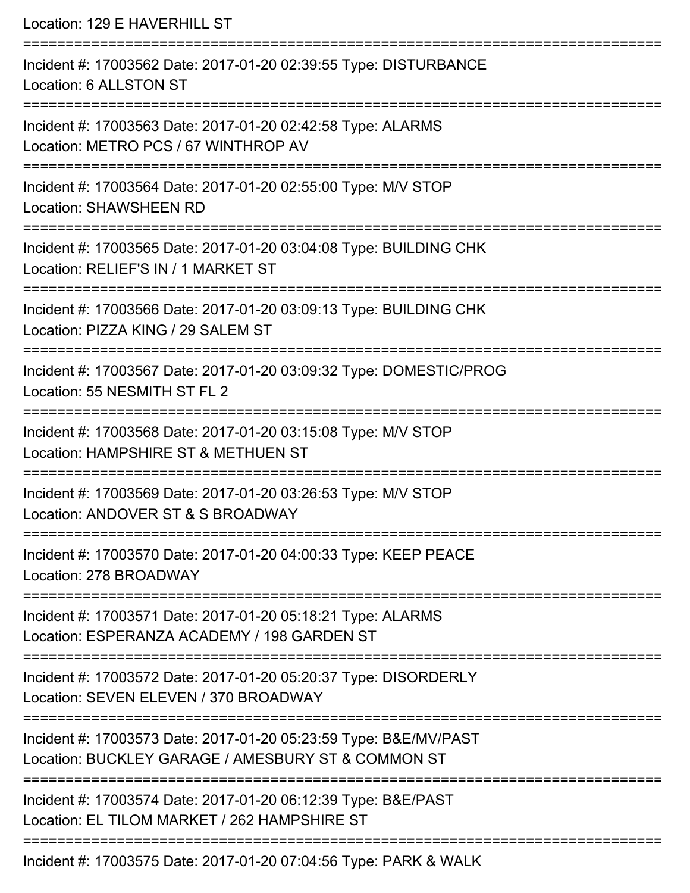Location: 129 E HAVERHILL ST

===========================================================================

Incident #: 17003562 Date: 2017-01-20 02:39:55 Type: DISTURBANCE
Location: 6 ALLSTON ST

===========================================================================

Incident #: 17003563 Date: 2017-01-20 02:42:58 Type: ALARMS
Location: METRO PCS / 67 WINTHROP AV

===========================================================================

Incident #: 17003564 Date: 2017-01-20 02:55:00 Type: M/V STOP
Location: SHAWSHEEN RD

===========================================================================

Incident #: 17003565 Date: 2017-01-20 03:04:08 Type: BUILDING CHK
Location: RELIEF'S IN / 1 MARKET ST

===========================================================================

Incident #: 17003566 Date: 2017-01-20 03:09:13 Type: BUILDING CHK
Location: PIZZA KING / 29 SALEM ST

===========================================================================

Incident #: 17003567 Date: 2017-01-20 03:09:32 Type: DOMESTIC/PROG
Location: 55 NESMITH ST FL 2

===========================================================================

Incident #: 17003568 Date: 2017-01-20 03:15:08 Type: M/V STOP
Location: HAMPSHIRE ST & METHUEN ST

===========================================================================

Incident #: 17003569 Date: 2017-01-20 03:26:53 Type: M/V STOP
Location: ANDOVER ST & S BROADWAY

===========================================================================

Incident #: 17003570 Date: 2017-01-20 04:00:33 Type: KEEP PEACE
Location: 278 BROADWAY

===========================================================================

Incident #: 17003571 Date: 2017-01-20 05:18:21 Type: ALARMS
Location: ESPERANZA ACADEMY / 198 GARDEN ST

===========================================================================

Incident #: 17003572 Date: 2017-01-20 05:20:37 Type: DISORDERLY
Location: SEVEN ELEVEN / 370 BROADWAY

===========================================================================

Incident #: 17003573 Date: 2017-01-20 05:23:59 Type: B&E/MV/PAST
Location: BUCKLEY GARAGE / AMESBURY ST & COMMON ST

===========================================================================

Incident #: 17003574 Date: 2017-01-20 06:12:39 Type: B&E/PAST
Location: EL TILOM MARKET / 262 HAMPSHIRE ST

===========================================================================

Incident #: 17003575 Date: 2017-01-20 07:04:56 Type: PARK & WALK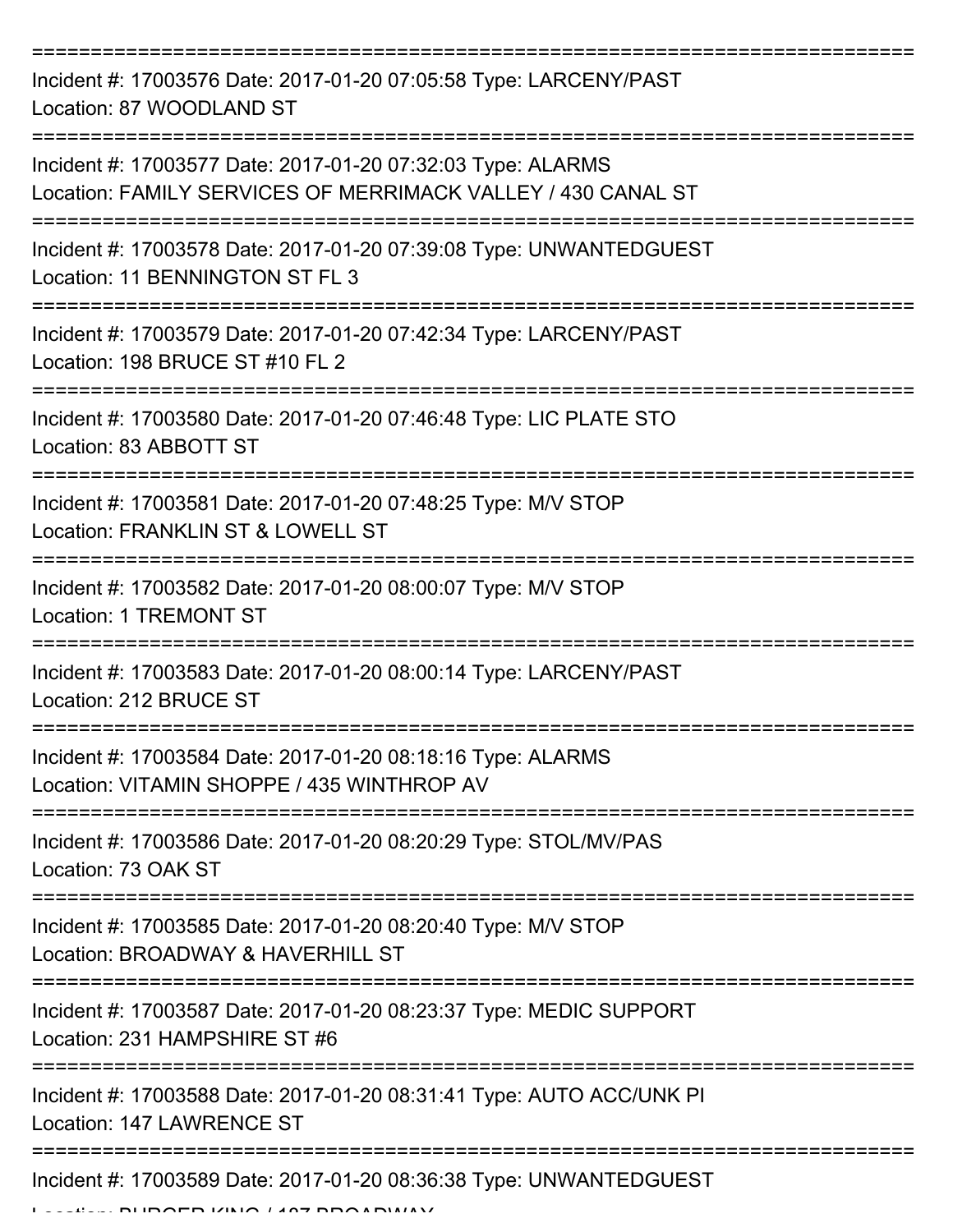===========================================================================

Incident #: 17003576 Date: 2017-01-20 07:05:58 Type: LARCENY/PAST
Location: 87 WOODLAND ST

===========================================================================

Incident #: 17003577 Date: 2017-01-20 07:32:03 Type: ALARMS
Location: FAMILY SERVICES OF MERRIMACK VALLEY / 430 CANAL ST

===========================================================================

Incident #: 17003578 Date: 2017-01-20 07:39:08 Type: UNWANTEDGUEST
Location: 11 BENNINGTON ST FL 3

===========================================================================

Incident #: 17003579 Date: 2017-01-20 07:42:34 Type: LARCENY/PAST
Location: 198 BRUCE ST #10 FL 2

===========================================================================

Incident #: 17003580 Date: 2017-01-20 07:46:48 Type: LIC PLATE STO
Location: 83 ABBOTT ST

===========================================================================

Incident #: 17003581 Date: 2017-01-20 07:48:25 Type: M/V STOP
Location: FRANKLIN ST & LOWELL ST

===========================================================================

Incident #: 17003582 Date: 2017-01-20 08:00:07 Type: M/V STOP
Location: 1 TREMONT ST

===========================================================================

Incident #: 17003583 Date: 2017-01-20 08:00:14 Type: LARCENY/PAST
Location: 212 BRUCE ST

===========================================================================

Incident #: 17003584 Date: 2017-01-20 08:18:16 Type: ALARMS
Location: VITAMIN SHOPPE / 435 WINTHROP AV

===========================================================================

Incident #: 17003586 Date: 2017-01-20 08:20:29 Type: STOL/MV/PAS
Location: 73 OAK ST

===========================================================================

Incident #: 17003585 Date: 2017-01-20 08:20:40 Type: M/V STOP
Location: BROADWAY & HAVERHILL ST

===========================================================================

Incident #: 17003587 Date: 2017-01-20 08:23:37 Type: MEDIC SUPPORT
Location: 231 HAMPSHIRE ST #6

===========================================================================

Incident #: 17003588 Date: 2017-01-20 08:31:41 Type: AUTO ACC/UNK PI
Location: 147 LAWRENCE ST

===========================================================================

Incident #: 17003589 Date: 2017-01-20 08:36:38 Type: UNWANTEDGUEST
Location: BURGER KING / 187 BROADWAY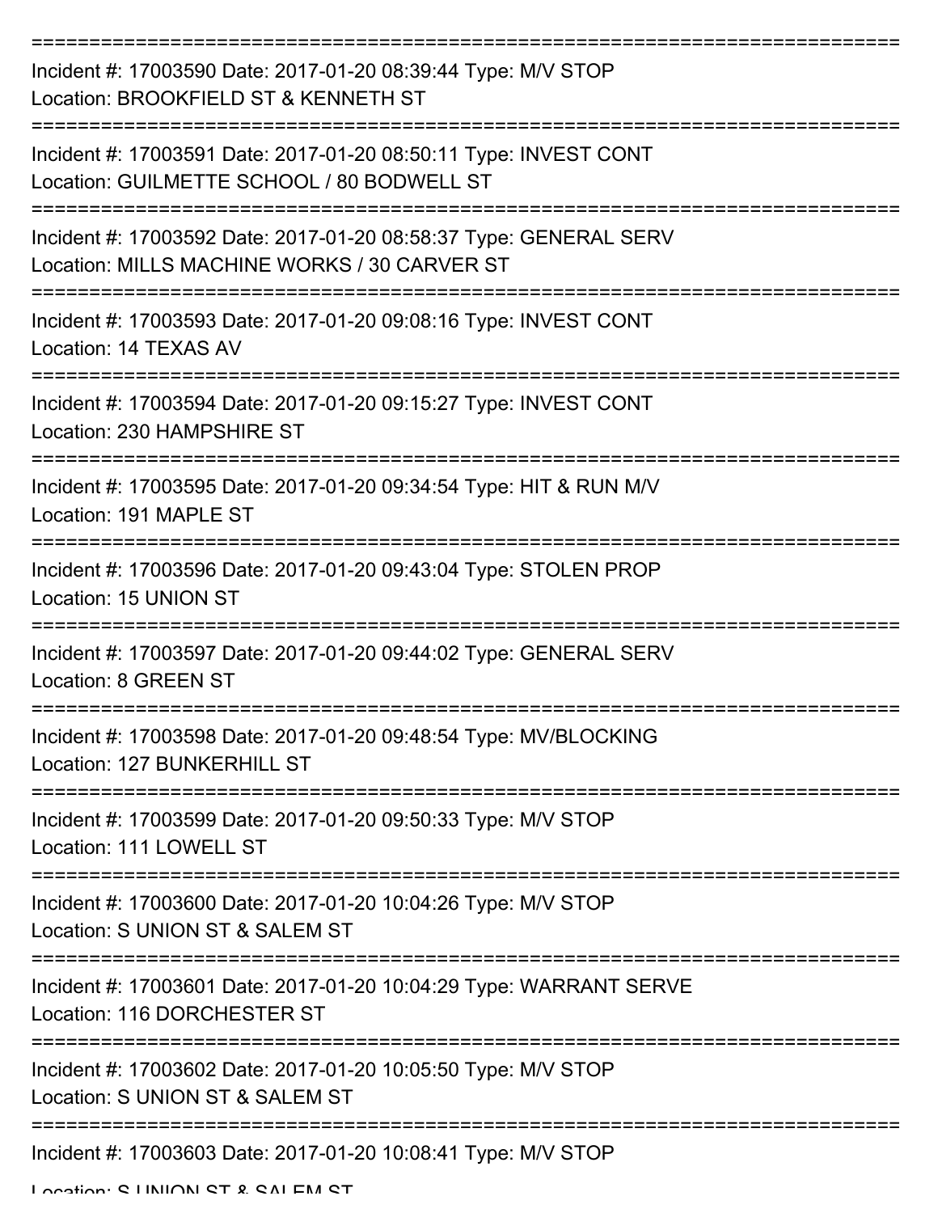===========================================================================
Incident #: 17003590 Date: 2017-01-20 08:39:44 Type: M/V STOP
Location: BROOKFIELD ST & KENNETH ST
===========================================================================
Incident #: 17003591 Date: 2017-01-20 08:50:11 Type: INVEST CONT
Location: GUILMETTE SCHOOL / 80 BODWELL ST
===========================================================================
Incident #: 17003592 Date: 2017-01-20 08:58:37 Type: GENERAL SERV
Location: MILLS MACHINE WORKS / 30 CARVER ST
===========================================================================
Incident #: 17003593 Date: 2017-01-20 09:08:16 Type: INVEST CONT
Location: 14 TEXAS AV
===========================================================================
Incident #: 17003594 Date: 2017-01-20 09:15:27 Type: INVEST CONT
Location: 230 HAMPSHIRE ST
===========================================================================
Incident #: 17003595 Date: 2017-01-20 09:34:54 Type: HIT & RUN M/V
Location: 191 MAPLE ST
===========================================================================
Incident #: 17003596 Date: 2017-01-20 09:43:04 Type: STOLEN PROP
Location: 15 UNION ST
===========================================================================
Incident #: 17003597 Date: 2017-01-20 09:44:02 Type: GENERAL SERV
Location: 8 GREEN ST
===========================================================================
Incident #: 17003598 Date: 2017-01-20 09:48:54 Type: MV/BLOCKING
Location: 127 BUNKERHILL ST
===========================================================================
Incident #: 17003599 Date: 2017-01-20 09:50:33 Type: M/V STOP
Location: 111 LOWELL ST
===========================================================================
Incident #: 17003600 Date: 2017-01-20 10:04:26 Type: M/V STOP
Location: S UNION ST & SALEM ST
===========================================================================
Incident #: 17003601 Date: 2017-01-20 10:04:29 Type: WARRANT SERVE
Location: 116 DORCHESTER ST
===========================================================================
Incident #: 17003602 Date: 2017-01-20 10:05:50 Type: M/V STOP
Location: S UNION ST & SALEM ST
===========================================================================
Incident #: 17003603 Date: 2017-01-20 10:08:41 Type: M/V STOP
Location: S UNION ST & SALEM ST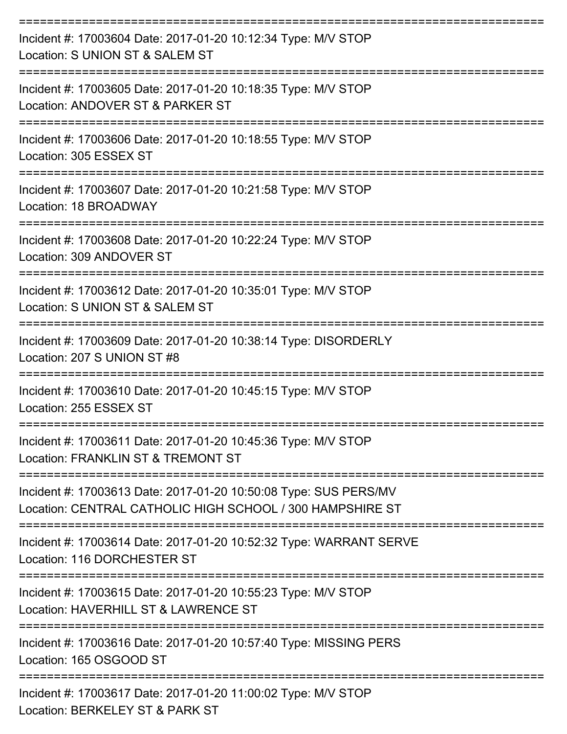===========================================================================
Incident #: 17003604 Date: 2017-01-20 10:12:34 Type: M/V STOP
Location: S UNION ST & SALEM ST
===========================================================================
Incident #: 17003605 Date: 2017-01-20 10:18:35 Type: M/V STOP
Location: ANDOVER ST & PARKER ST
===========================================================================
Incident #: 17003606 Date: 2017-01-20 10:18:55 Type: M/V STOP
Location: 305 ESSEX ST
===========================================================================
Incident #: 17003607 Date: 2017-01-20 10:21:58 Type: M/V STOP
Location: 18 BROADWAY
===========================================================================
Incident #: 17003608 Date: 2017-01-20 10:22:24 Type: M/V STOP
Location: 309 ANDOVER ST
===========================================================================
Incident #: 17003612 Date: 2017-01-20 10:35:01 Type: M/V STOP
Location: S UNION ST & SALEM ST
===========================================================================
Incident #: 17003609 Date: 2017-01-20 10:38:14 Type: DISORDERLY
Location: 207 S UNION ST #8
===========================================================================
Incident #: 17003610 Date: 2017-01-20 10:45:15 Type: M/V STOP
Location: 255 ESSEX ST
===========================================================================
Incident #: 17003611 Date: 2017-01-20 10:45:36 Type: M/V STOP
Location: FRANKLIN ST & TREMONT ST
===========================================================================
Incident #: 17003613 Date: 2017-01-20 10:50:08 Type: SUS PERS/MV
Location: CENTRAL CATHOLIC HIGH SCHOOL / 300 HAMPSHIRE ST
===========================================================================
Incident #: 17003614 Date: 2017-01-20 10:52:32 Type: WARRANT SERVE
Location: 116 DORCHESTER ST
===========================================================================
Incident #: 17003615 Date: 2017-01-20 10:55:23 Type: M/V STOP
Location: HAVERHILL ST & LAWRENCE ST
===========================================================================
Incident #: 17003616 Date: 2017-01-20 10:57:40 Type: MISSING PERS
Location: 165 OSGOOD ST
===========================================================================
Incident #: 17003617 Date: 2017-01-20 11:00:02 Type: M/V STOP
Location: BERKELEY ST & PARK ST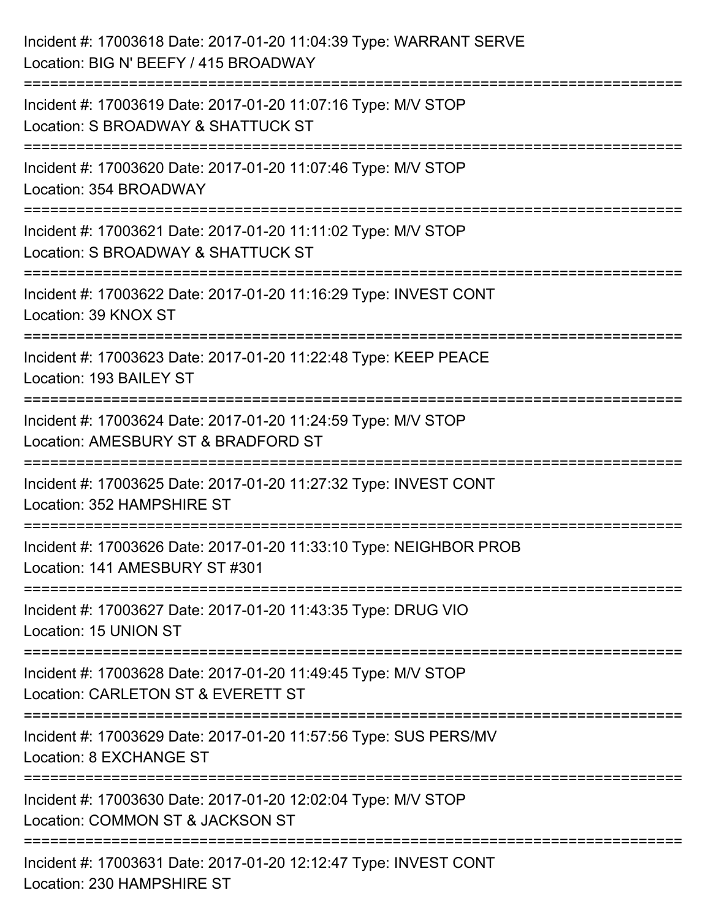Incident #: 17003618 Date: 2017-01-20 11:04:39 Type: WARRANT SERVE
Location: BIG N' BEEFY / 415 BROADWAY

===========================================================================

Incident #: 17003619 Date: 2017-01-20 11:07:16 Type: M/V STOP
Location: S BROADWAY & SHATTUCK ST

===========================================================================

Incident #: 17003620 Date: 2017-01-20 11:07:46 Type: M/V STOP
Location: 354 BROADWAY

===========================================================================

Incident #: 17003621 Date: 2017-01-20 11:11:02 Type: M/V STOP
Location: S BROADWAY & SHATTUCK ST

===========================================================================

Incident #: 17003622 Date: 2017-01-20 11:16:29 Type: INVEST CONT
Location: 39 KNOX ST

===========================================================================

Incident #: 17003623 Date: 2017-01-20 11:22:48 Type: KEEP PEACE
Location: 193 BAILEY ST

===========================================================================

Incident #: 17003624 Date: 2017-01-20 11:24:59 Type: M/V STOP
Location: AMESBURY ST & BRADFORD ST

===========================================================================

Incident #: 17003625 Date: 2017-01-20 11:27:32 Type: INVEST CONT
Location: 352 HAMPSHIRE ST

===========================================================================

Incident #: 17003626 Date: 2017-01-20 11:33:10 Type: NEIGHBOR PROB
Location: 141 AMESBURY ST #301

===========================================================================

Incident #: 17003627 Date: 2017-01-20 11:43:35 Type: DRUG VIO
Location: 15 UNION ST

===========================================================================

Incident #: 17003628 Date: 2017-01-20 11:49:45 Type: M/V STOP
Location: CARLETON ST & EVERETT ST

===========================================================================

Incident #: 17003629 Date: 2017-01-20 11:57:56 Type: SUS PERS/MV
Location: 8 EXCHANGE ST

===========================================================================

Incident #: 17003630 Date: 2017-01-20 12:02:04 Type: M/V STOP
Location: COMMON ST & JACKSON ST

===========================================================================

Incident #: 17003631 Date: 2017-01-20 12:12:47 Type: INVEST CONT
Location: 230 HAMPSHIRE ST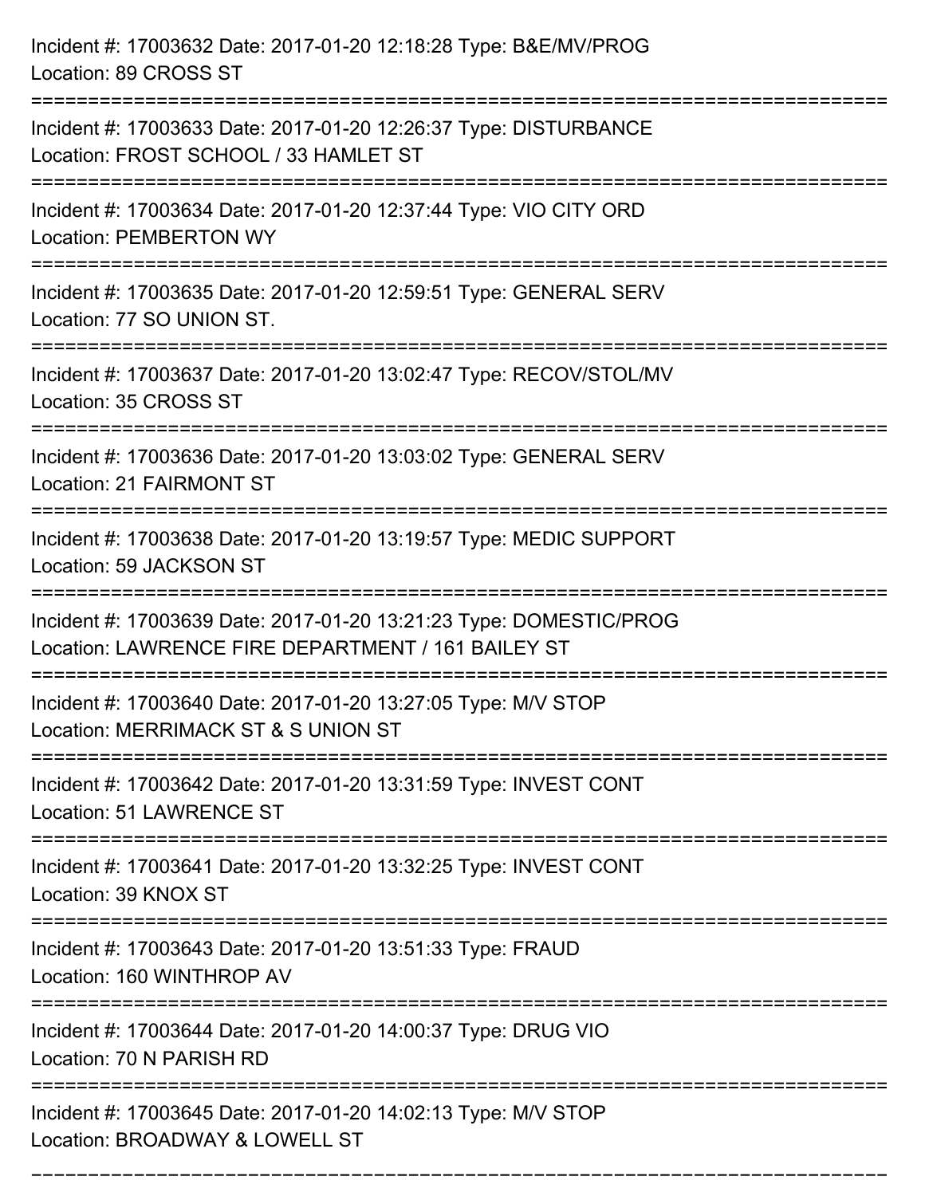Incident #: 17003632 Date: 2017-01-20 12:18:28 Type: B&E/MV/PROG
Location: 89 CROSS ST

===========================================================================

Incident #: 17003633 Date: 2017-01-20 12:26:37 Type: DISTURBANCE
Location: FROST SCHOOL / 33 HAMLET ST

===========================================================================

Incident #: 17003634 Date: 2017-01-20 12:37:44 Type: VIO CITY ORD
Location: PEMBERTON WY

===========================================================================

Incident #: 17003635 Date: 2017-01-20 12:59:51 Type: GENERAL SERV
Location: 77 SO UNION ST.

===========================================================================

Incident #: 17003637 Date: 2017-01-20 13:02:47 Type: RECOV/STOL/MV
Location: 35 CROSS ST

===========================================================================

Incident #: 17003636 Date: 2017-01-20 13:03:02 Type: GENERAL SERV
Location: 21 FAIRMONT ST

===========================================================================

Incident #: 17003638 Date: 2017-01-20 13:19:57 Type: MEDIC SUPPORT
Location: 59 JACKSON ST

===========================================================================

Incident #: 17003639 Date: 2017-01-20 13:21:23 Type: DOMESTIC/PROG
Location: LAWRENCE FIRE DEPARTMENT / 161 BAILEY ST

===========================================================================

Incident #: 17003640 Date: 2017-01-20 13:27:05 Type: M/V STOP
Location: MERRIMACK ST & S UNION ST

===========================================================================

Incident #: 17003642 Date: 2017-01-20 13:31:59 Type: INVEST CONT
Location: 51 LAWRENCE ST

===========================================================================

Incident #: 17003641 Date: 2017-01-20 13:32:25 Type: INVEST CONT
Location: 39 KNOX ST

===========================================================================

Incident #: 17003643 Date: 2017-01-20 13:51:33 Type: FRAUD
Location: 160 WINTHROP AV

===========================================================================

Incident #: 17003644 Date: 2017-01-20 14:00:37 Type: DRUG VIO
Location: 70 N PARISH RD

===========================================================================

Incident #: 17003645 Date: 2017-01-20 14:02:13 Type: M/V STOP
Location: BROADWAY & LOWELL ST

===========================================================================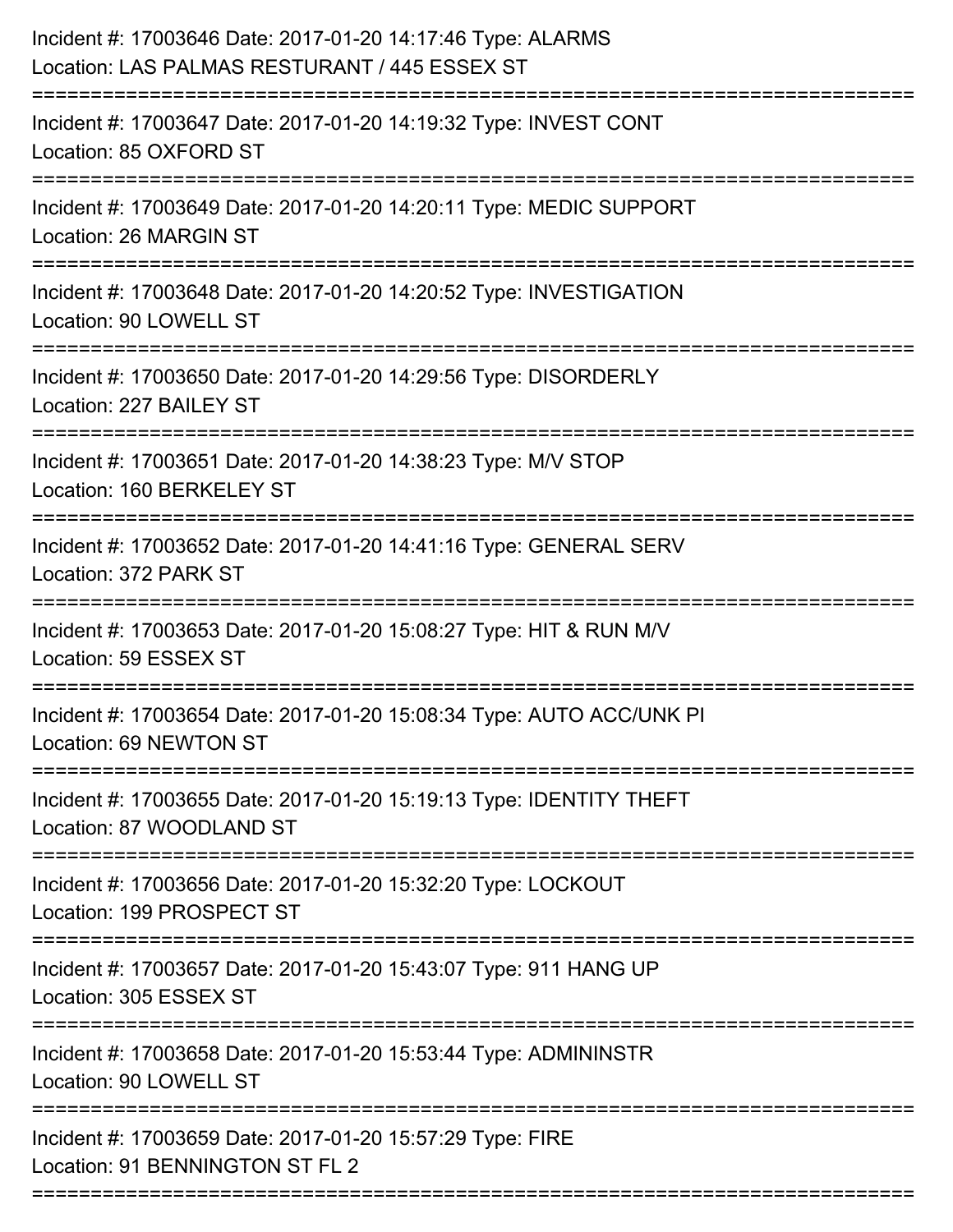Incident #: 17003646 Date: 2017-01-20 14:17:46 Type: ALARMS
Location: LAS PALMAS RESTURANT / 445 ESSEX ST

===========================================================================

Incident #: 17003647 Date: 2017-01-20 14:19:32 Type: INVEST CONT
Location: 85 OXFORD ST

===========================================================================

Incident #: 17003649 Date: 2017-01-20 14:20:11 Type: MEDIC SUPPORT
Location: 26 MARGIN ST

===========================================================================

Incident #: 17003648 Date: 2017-01-20 14:20:52 Type: INVESTIGATION
Location: 90 LOWELL ST

===========================================================================

Incident #: 17003650 Date: 2017-01-20 14:29:56 Type: DISORDERLY
Location: 227 BAILEY ST

===========================================================================

Incident #: 17003651 Date: 2017-01-20 14:38:23 Type: M/V STOP
Location: 160 BERKELEY ST

===========================================================================

Incident #: 17003652 Date: 2017-01-20 14:41:16 Type: GENERAL SERV
Location: 372 PARK ST

===========================================================================

Incident #: 17003653 Date: 2017-01-20 15:08:27 Type: HIT & RUN M/V
Location: 59 ESSEX ST

===========================================================================

Incident #: 17003654 Date: 2017-01-20 15:08:34 Type: AUTO ACC/UNK PI
Location: 69 NEWTON ST

===========================================================================

Incident #: 17003655 Date: 2017-01-20 15:19:13 Type: IDENTITY THEFT
Location: 87 WOODLAND ST

===========================================================================

Incident #: 17003656 Date: 2017-01-20 15:32:20 Type: LOCKOUT
Location: 199 PROSPECT ST

===========================================================================

Incident #: 17003657 Date: 2017-01-20 15:43:07 Type: 911 HANG UP
Location: 305 ESSEX ST

===========================================================================

Incident #: 17003658 Date: 2017-01-20 15:53:44 Type: ADMININSTR
Location: 90 LOWELL ST

===========================================================================

Incident #: 17003659 Date: 2017-01-20 15:57:29 Type: FIRE
Location: 91 BENNINGTON ST FL 2

===========================================================================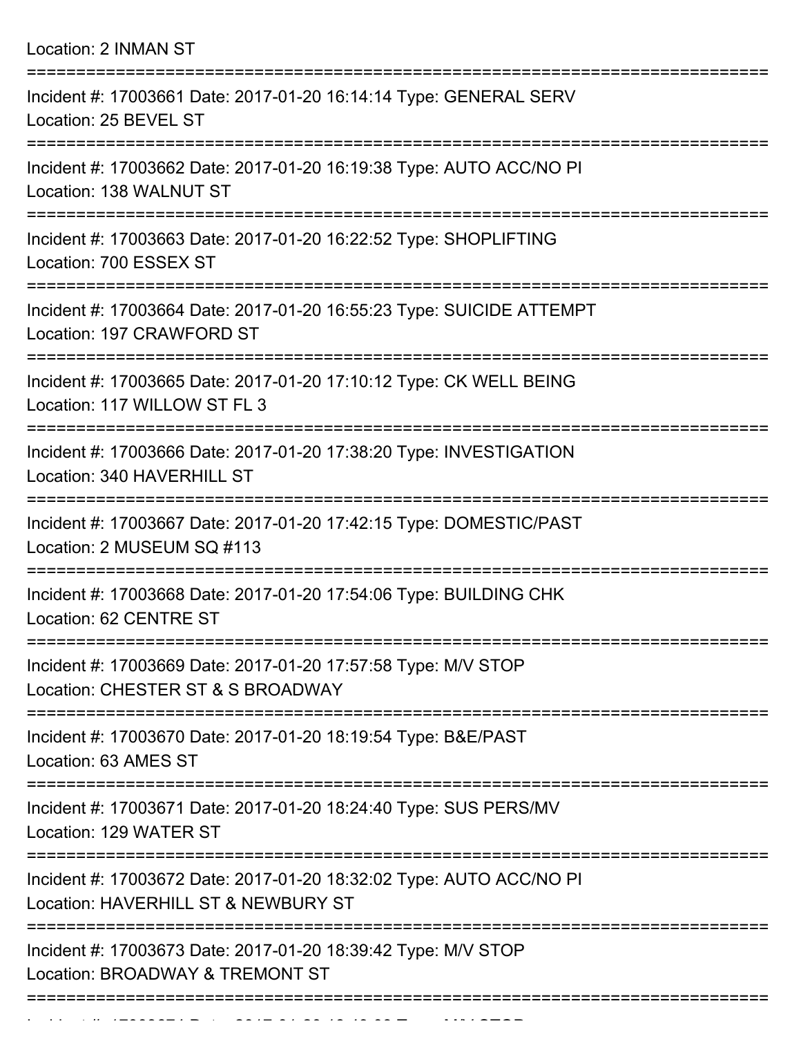Location: 2 INMAN ST

===========================================================================

Incident #: 17003661 Date: 2017-01-20 16:14:14 Type: GENERAL SERV
Location: 25 BEVEL ST

===========================================================================

Incident #: 17003662 Date: 2017-01-20 16:19:38 Type: AUTO ACC/NO PI
Location: 138 WALNUT ST

===========================================================================

Incident #: 17003663 Date: 2017-01-20 16:22:52 Type: SHOPLIFTING
Location: 700 ESSEX ST

===========================================================================

Incident #: 17003664 Date: 2017-01-20 16:55:23 Type: SUICIDE ATTEMPT
Location: 197 CRAWFORD ST

===========================================================================

Incident #: 17003665 Date: 2017-01-20 17:10:12 Type: CK WELL BEING
Location: 117 WILLOW ST FL 3

===========================================================================

Incident #: 17003666 Date: 2017-01-20 17:38:20 Type: INVESTIGATION
Location: 340 HAVERHILL ST

===========================================================================

Incident #: 17003667 Date: 2017-01-20 17:42:15 Type: DOMESTIC/PAST
Location: 2 MUSEUM SQ #113

===========================================================================

Incident #: 17003668 Date: 2017-01-20 17:54:06 Type: BUILDING CHK
Location: 62 CENTRE ST

===========================================================================

Incident #: 17003669 Date: 2017-01-20 17:57:58 Type: M/V STOP
Location: CHESTER ST & S BROADWAY

===========================================================================

Incident #: 17003670 Date: 2017-01-20 18:19:54 Type: B&E/PAST
Location: 63 AMES ST

===========================================================================

Incident #: 17003671 Date: 2017-01-20 18:24:40 Type: SUS PERS/MV
Location: 129 WATER ST

===========================================================================

Incident #: 17003672 Date: 2017-01-20 18:32:02 Type: AUTO ACC/NO PI
Location: HAVERHILL ST & NEWBURY ST

===========================================================================

Incident #: 17003673 Date: 2017-01-20 18:39:42 Type: M/V STOP
Location: BROADWAY & TREMONT ST

===========================================================================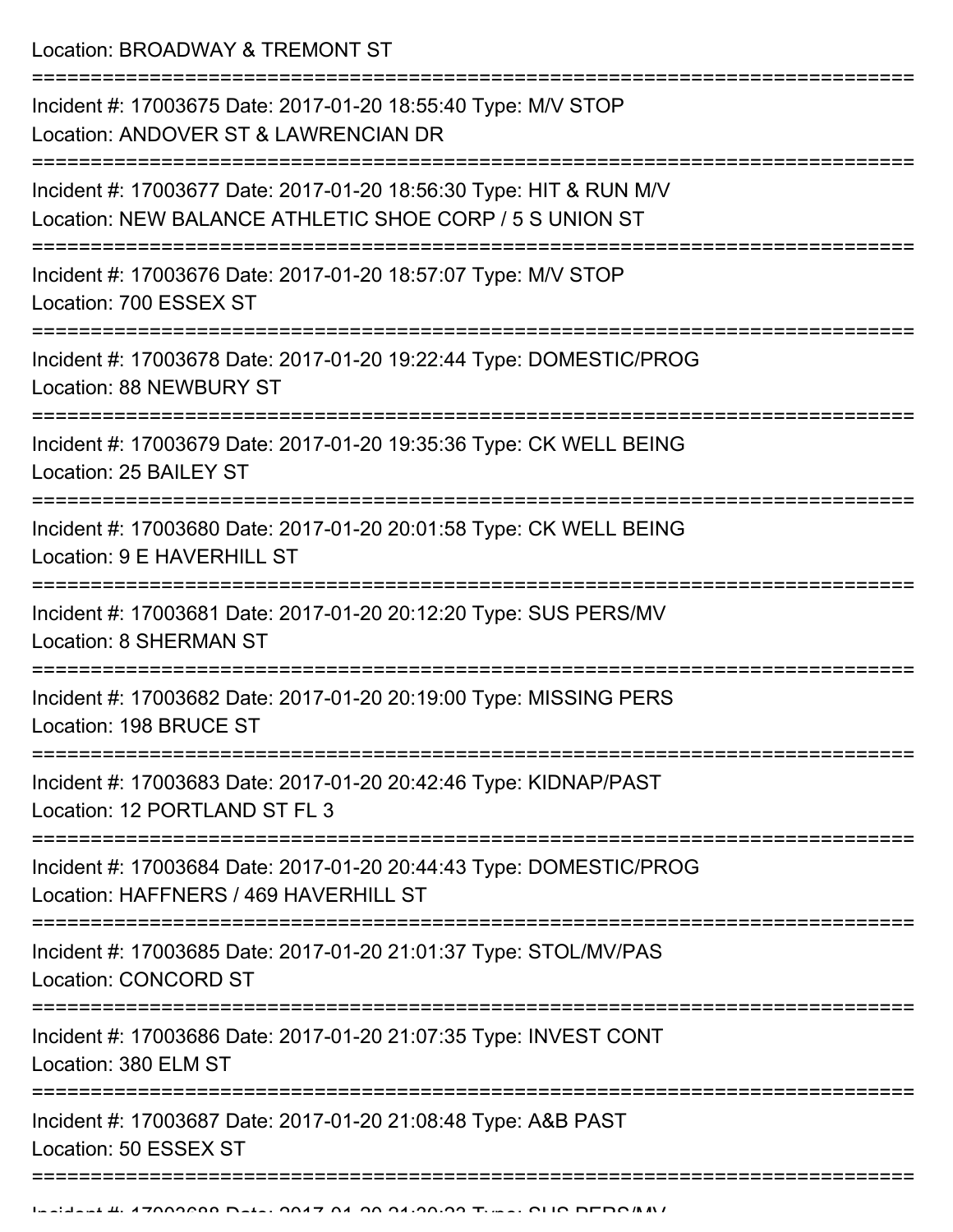Location: BROADWAY & TREMONT ST

===========================================================================

Incident #: 17003675 Date: 2017-01-20 18:55:40 Type: M/V STOP
Location: ANDOVER ST & LAWRENCIAN DR

===========================================================================

Incident #: 17003677 Date: 2017-01-20 18:56:30 Type: HIT & RUN M/V
Location: NEW BALANCE ATHLETIC SHOE CORP / 5 S UNION ST

===========================================================================

Incident #: 17003676 Date: 2017-01-20 18:57:07 Type: M/V STOP
Location: 700 ESSEX ST

===========================================================================

Incident #: 17003678 Date: 2017-01-20 19:22:44 Type: DOMESTIC/PROG
Location: 88 NEWBURY ST

===========================================================================

Incident #: 17003679 Date: 2017-01-20 19:35:36 Type: CK WELL BEING
Location: 25 BAILEY ST

===========================================================================

Incident #: 17003680 Date: 2017-01-20 20:01:58 Type: CK WELL BEING
Location: 9 E HAVERHILL ST

===========================================================================

Incident #: 17003681 Date: 2017-01-20 20:12:20 Type: SUS PERS/MV
Location: 8 SHERMAN ST

===========================================================================

Incident #: 17003682 Date: 2017-01-20 20:19:00 Type: MISSING PERS
Location: 198 BRUCE ST

===========================================================================

Incident #: 17003683 Date: 2017-01-20 20:42:46 Type: KIDNAP/PAST
Location: 12 PORTLAND ST FL 3

===========================================================================

Incident #: 17003684 Date: 2017-01-20 20:44:43 Type: DOMESTIC/PROG
Location: HAFFNERS / 469 HAVERHILL ST

===========================================================================

Incident #: 17003685 Date: 2017-01-20 21:01:37 Type: STOL/MV/PAS
Location: CONCORD ST

===========================================================================

Incident #: 17003686 Date: 2017-01-20 21:07:35 Type: INVEST CONT
Location: 380 ELM ST

===========================================================================

Incident #: 17003687 Date: 2017-01-20 21:08:48 Type: A&B PAST
Location: 50 ESSEX ST

===========================================================================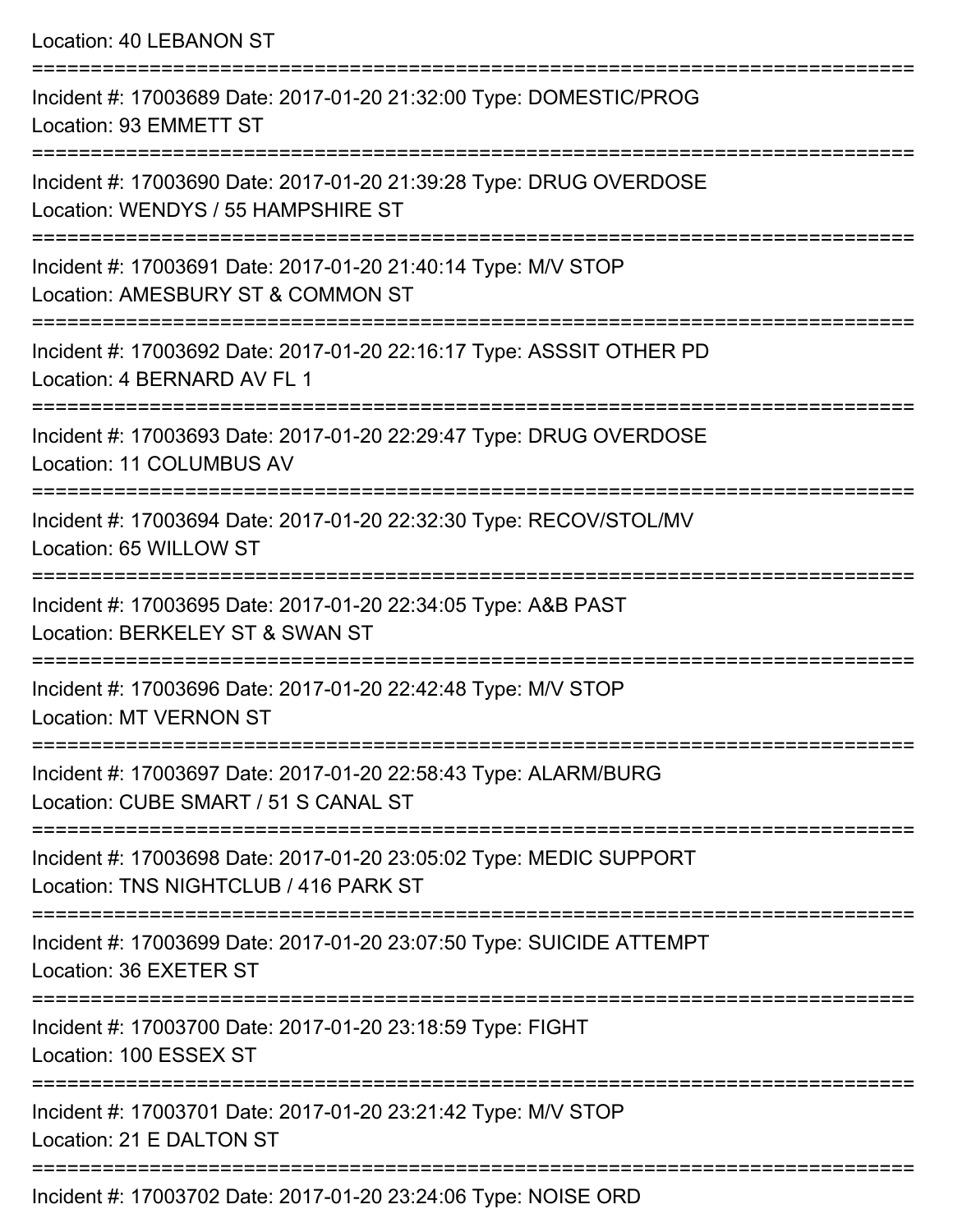Location: 40 LEBANON ST

===========================================================================

Incident #: 17003689 Date: 2017-01-20 21:32:00 Type: DOMESTIC/PROG
Location: 93 EMMETT ST

===========================================================================

Incident #: 17003690 Date: 2017-01-20 21:39:28 Type: DRUG OVERDOSE
Location: WENDYS / 55 HAMPSHIRE ST

===========================================================================

Incident #: 17003691 Date: 2017-01-20 21:40:14 Type: M/V STOP
Location: AMESBURY ST & COMMON ST

===========================================================================

Incident #: 17003692 Date: 2017-01-20 22:16:17 Type: ASSSIT OTHER PD
Location: 4 BERNARD AV FL 1

===========================================================================

Incident #: 17003693 Date: 2017-01-20 22:29:47 Type: DRUG OVERDOSE
Location: 11 COLUMBUS AV

===========================================================================

Incident #: 17003694 Date: 2017-01-20 22:32:30 Type: RECOV/STOL/MV
Location: 65 WILLOW ST

===========================================================================

Incident #: 17003695 Date: 2017-01-20 22:34:05 Type: A&B PAST
Location: BERKELEY ST & SWAN ST

===========================================================================

Incident #: 17003696 Date: 2017-01-20 22:42:48 Type: M/V STOP
Location: MT VERNON ST

===========================================================================

Incident #: 17003697 Date: 2017-01-20 22:58:43 Type: ALARM/BURG
Location: CUBE SMART / 51 S CANAL ST

===========================================================================

Incident #: 17003698 Date: 2017-01-20 23:05:02 Type: MEDIC SUPPORT
Location: TNS NIGHTCLUB / 416 PARK ST

===========================================================================

Incident #: 17003699 Date: 2017-01-20 23:07:50 Type: SUICIDE ATTEMPT
Location: 36 EXETER ST

===========================================================================

Incident #: 17003700 Date: 2017-01-20 23:18:59 Type: FIGHT
Location: 100 ESSEX ST

===========================================================================

Incident #: 17003701 Date: 2017-01-20 23:21:42 Type: M/V STOP
Location: 21 E DALTON ST

===========================================================================

Incident #: 17003702 Date: 2017-01-20 23:24:06 Type: NOISE ORD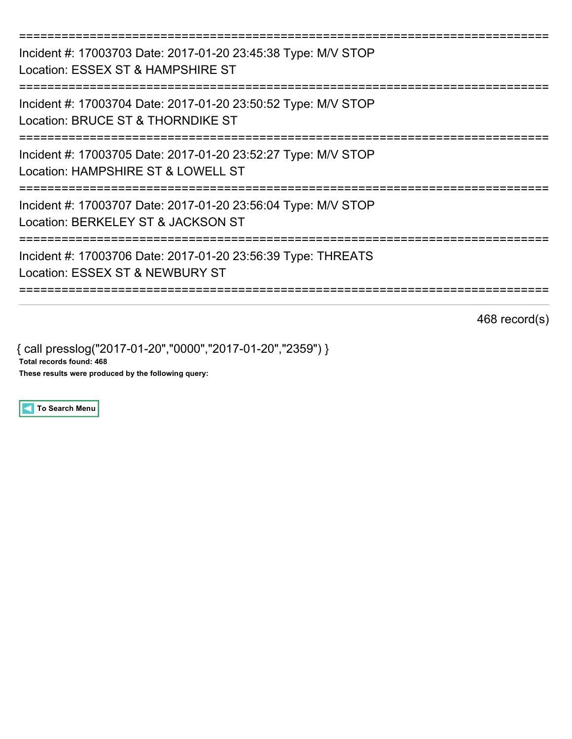===========================================================================

Incident #: 17003703 Date: 2017-01-20 23:45:38 Type: M/V STOP
Location: ESSEX ST & HAMPSHIRE ST

===========================================================================

Incident #: 17003704 Date: 2017-01-20 23:50:52 Type: M/V STOP
Location: BRUCE ST & THORNDIKE ST

===========================================================================

Incident #: 17003705 Date: 2017-01-20 23:52:27 Type: M/V STOP
Location: HAMPSHIRE ST & LOWELL ST

===========================================================================

Incident #: 17003707 Date: 2017-01-20 23:56:04 Type: M/V STOP
Location: BERKELEY ST & JACKSON ST

===========================================================================

Incident #: 17003706 Date: 2017-01-20 23:56:39 Type: THREATS
Location: ESSEX ST & NEWBURY ST

===========================================================================

468 record(s)

{ call presslog("2017-01-20","0000","2017-01-20","2359") }

**Total records found: 468**

**These results were produced by the following query:**

**To Search Menu**